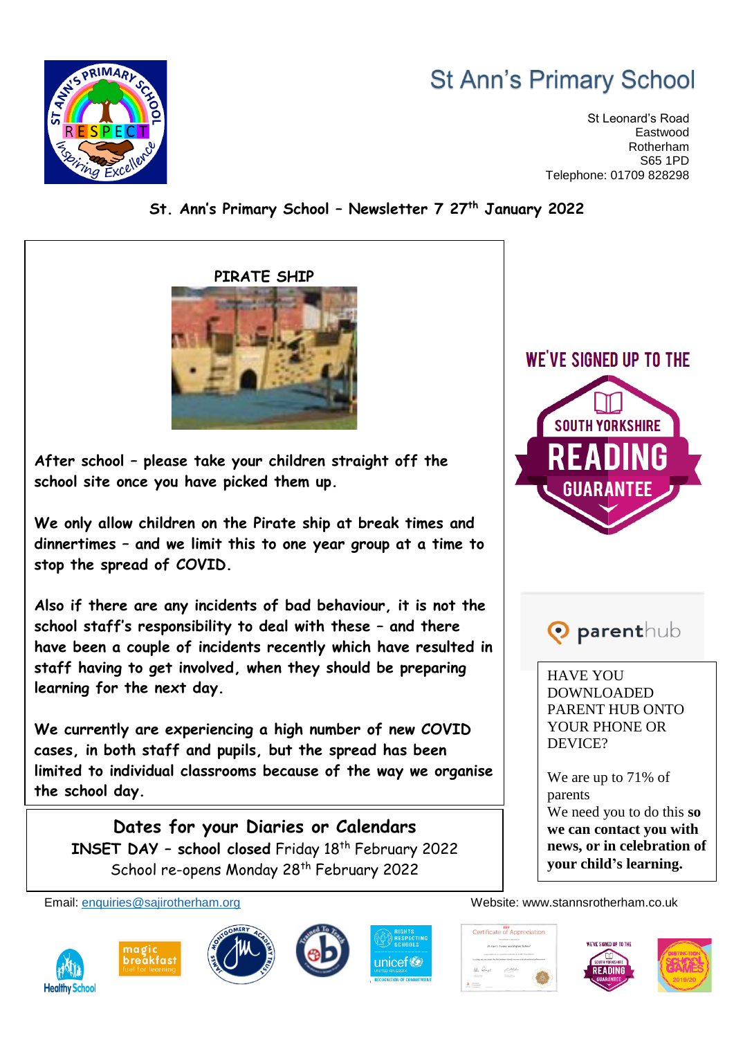# St Ann's Primary School

St Leonard's Road
Eastwood
Rotherham
S65 1PD
Telephone: 01709 828298

**St. Ann's Primary School – Newsletter 7 27th January 2022**

## PIRATE SHIP

**After school – please take your children straight off the school site once you have picked them up.**

**We only allow children on the Pirate ship at break times and dinnertimes – and we limit this to one year group at a time to stop the spread of COVID.**

**Also if there are any incidents of bad behaviour, it is not the school staff's responsibility to deal with these – and there have been a couple of incidents recently which have resulted in staff having to get involved, when they should be preparing learning for the next day.**

**We currently are experiencing a high number of new COVID cases, in both staff and pupils, but the spread has been limited to individual classrooms because of the way we organise the school day.**

**Dates for your Diaries or Calendars**

**INSET DAY – school closed** Friday 18th February 2022
School re-opens Monday 28th February 2022

WE'VE SIGNED UP TO THE SOUTH YORKSHIRE READING GUARANTEE

parenthub

HAVE YOU DOWNLOADED PARENT HUB ONTO YOUR PHONE OR DEVICE?

We are up to 71% of parents
We need you to do this **so we can contact you with news, or in celebration of your child's learning.**

Email: enquiries@sajirotherham.org
Website: www.stannsrotherham.co.uk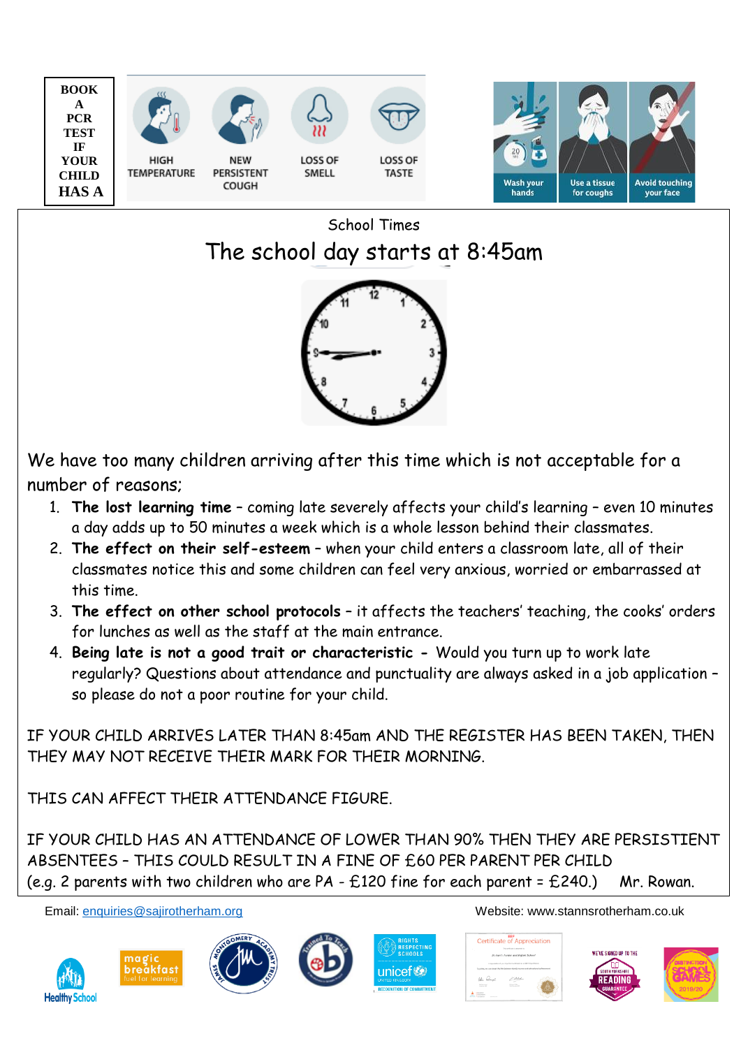BOOK A PCR TEST IF YOUR CHILD HAS A

HIGH TEMPERATURE

NEW PERSISTENT COUGH

LOSS OF SMELL

LOSS OF TASTE

Wash your hands

Use a tissue for coughs

Avoid touching your face

School Times

## The school day starts at 8:45am

We have too many children arriving after this time which is not acceptable for a number of reasons;

1. **The lost learning time** – coming late severely affects your child's learning – even 10 minutes a day adds up to 50 minutes a week which is a whole lesson behind their classmates.
2. **The effect on their self-esteem** – when your child enters a classroom late, all of their classmates notice this and some children can feel very anxious, worried or embarrassed at this time.
3. **The effect on other school protocols** – it affects the teachers' teaching, the cooks' orders for lunches as well as the staff at the main entrance.
4. **Being late is not a good trait or characteristic** - Would you turn up to work late regularly? Questions about attendance and punctuality are always asked in a job application – so please do not a poor routine for your child.

IF YOUR CHILD ARRIVES LATER THAN 8:45am AND THE REGISTER HAS BEEN TAKEN, THEN THEY MAY NOT RECEIVE THEIR MARK FOR THEIR MORNING.

THIS CAN AFFECT THEIR ATTENDANCE FIGURE.

IF YOUR CHILD HAS AN ATTENDANCE OF LOWER THAN 90% THEN THEY ARE PERSISTENT ABSENTEES – THIS COULD RESULT IN A FINE OF £60 PER PARENT PER CHILD
(e.g. 2 parents with two children who are PA - £120 fine for each parent = £240.) Mr. Rowan.

Email: enquiries@sajirotherham.org

Website: www.stannsrotherham.co.uk